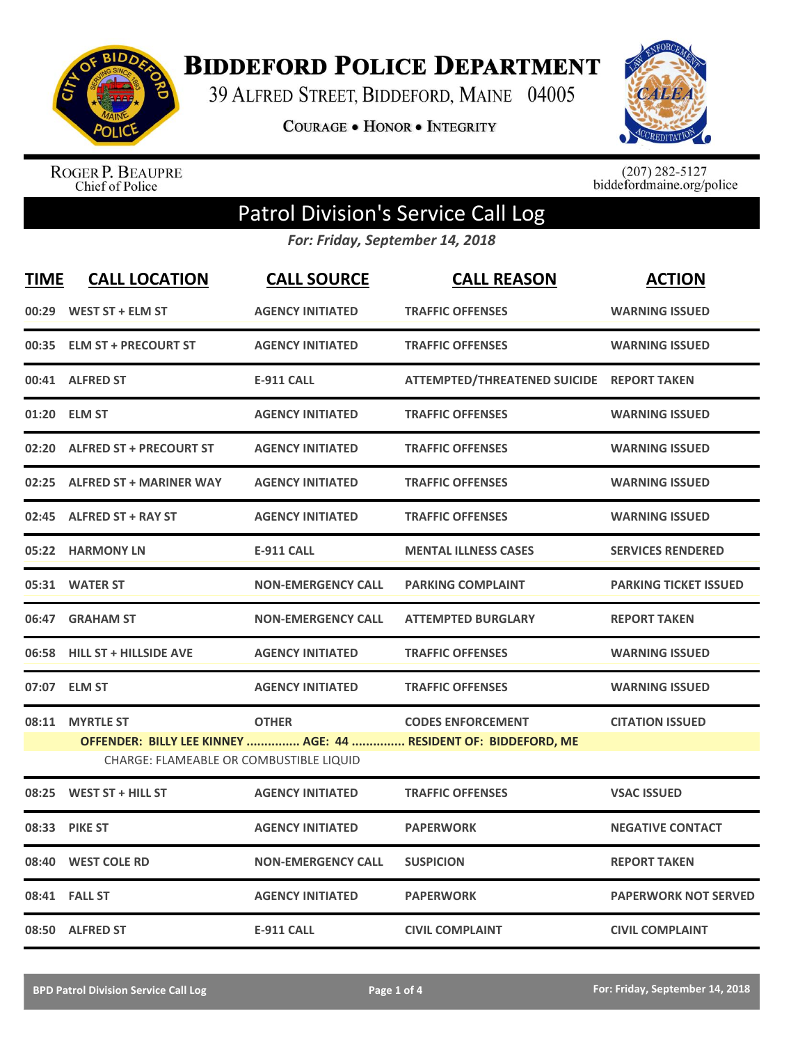# Biddeford Police Department

39 Alfred Street, Biddeford, Maine 04005

Courage • Honor • Integrity

Roger P. Beaupre
Chief of Police

(207) 282-5127
biddefordmaine.org/police

## Patrol Division's Service Call Log

*For: Friday, September 14, 2018*

| TIME | CALL LOCATION | CALL SOURCE | CALL REASON | ACTION |
|---|---|---|---|---|
| 00:29 | WEST ST + ELM ST | AGENCY INITIATED | TRAFFIC OFFENSES | WARNING ISSUED |
| 00:35 | ELM ST + PRECOURT ST | AGENCY INITIATED | TRAFFIC OFFENSES | WARNING ISSUED |
| 00:41 | ALFRED ST | E-911 CALL | ATTEMPTED/THREATENED SUICIDE | REPORT TAKEN |
| 01:20 | ELM ST | AGENCY INITIATED | TRAFFIC OFFENSES | WARNING ISSUED |
| 02:20 | ALFRED ST + PRECOURT ST | AGENCY INITIATED | TRAFFIC OFFENSES | WARNING ISSUED |
| 02:25 | ALFRED ST + MARINER WAY | AGENCY INITIATED | TRAFFIC OFFENSES | WARNING ISSUED |
| 02:45 | ALFRED ST + RAY ST | AGENCY INITIATED | TRAFFIC OFFENSES | WARNING ISSUED |
| 05:22 | HARMONY LN | E-911 CALL | MENTAL ILLNESS CASES | SERVICES RENDERED |
| 05:31 | WATER ST | NON-EMERGENCY CALL | PARKING COMPLAINT | PARKING TICKET ISSUED |
| 06:47 | GRAHAM ST | NON-EMERGENCY CALL | ATTEMPTED BURGLARY | REPORT TAKEN |
| 06:58 | HILL ST + HILLSIDE AVE | AGENCY INITIATED | TRAFFIC OFFENSES | WARNING ISSUED |
| 07:07 | ELM ST | AGENCY INITIATED | TRAFFIC OFFENSES | WARNING ISSUED |
| 08:11 | MYRTLE ST | OTHER | CODES ENFORCEMENT | CITATION ISSUED |
| | OFFENDER: BILLY LEE KINNEY ............... AGE: 44 ............... RESIDENT OF: BIDDEFORD, ME | | | |
| | CHARGE: FLAMEABLE OR COMBUSTIBLE LIQUID | | | |
| 08:25 | WEST ST + HILL ST | AGENCY INITIATED | TRAFFIC OFFENSES | VSAC ISSUED |
| 08:33 | PIKE ST | AGENCY INITIATED | PAPERWORK | NEGATIVE CONTACT |
| 08:40 | WEST COLE RD | NON-EMERGENCY CALL | SUSPICION | REPORT TAKEN |
| 08:41 | FALL ST | AGENCY INITIATED | PAPERWORK | PAPERWORK NOT SERVED |
| 08:50 | ALFRED ST | E-911 CALL | CIVIL COMPLAINT | CIVIL COMPLAINT |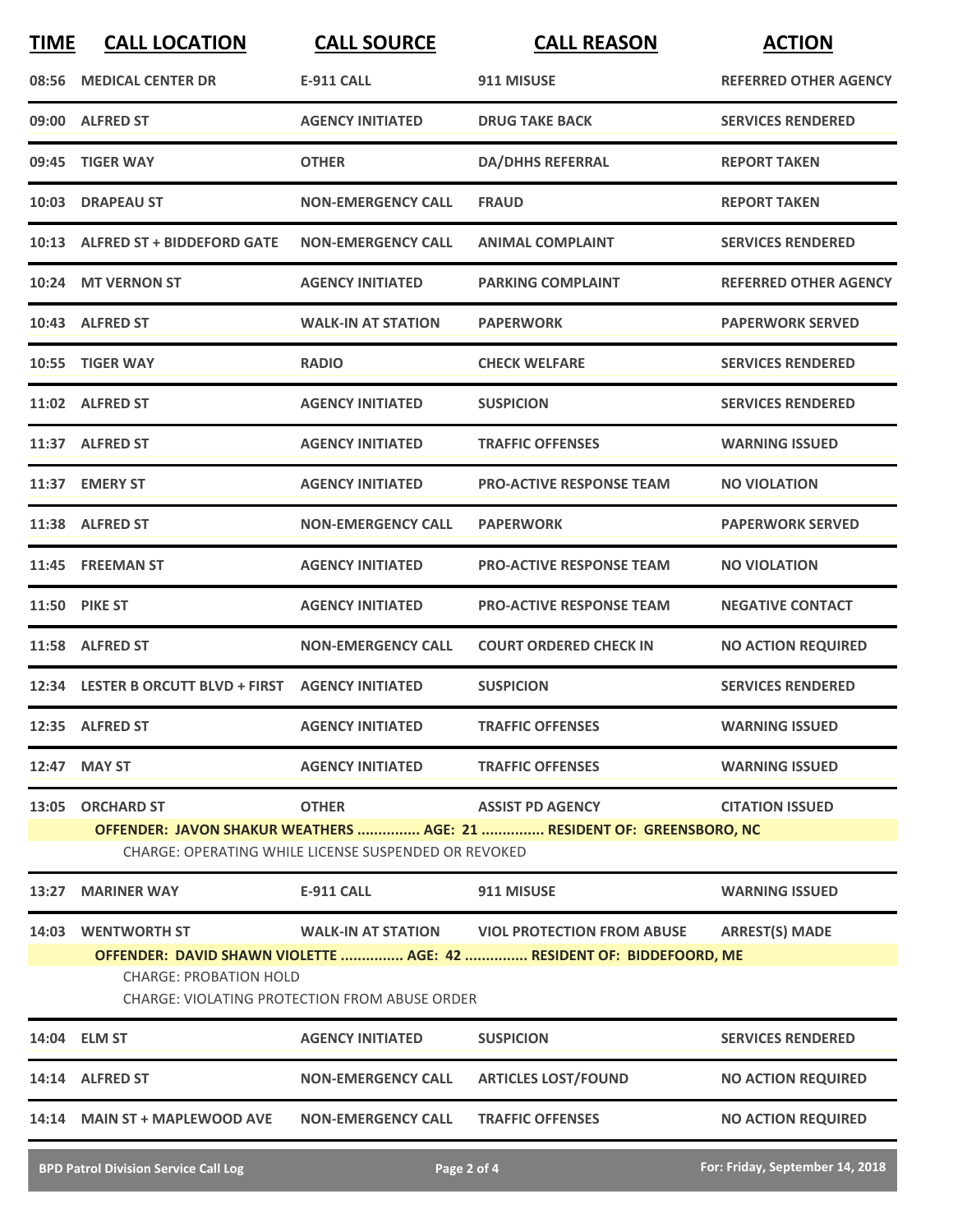| TIME | CALL LOCATION | CALL SOURCE | CALL REASON | ACTION |
|---|---|---|---|---|
| 08:56 | MEDICAL CENTER DR | E-911 CALL | 911 MISUSE | REFERRED OTHER AGENCY |
| 09:00 | ALFRED ST | AGENCY INITIATED | DRUG TAKE BACK | SERVICES RENDERED |
| 09:45 | TIGER WAY | OTHER | DA/DHHS REFERRAL | REPORT TAKEN |
| 10:03 | DRAPEAU ST | NON-EMERGENCY CALL | FRAUD | REPORT TAKEN |
| 10:13 | ALFRED ST + BIDDEFORD GATE | NON-EMERGENCY CALL | ANIMAL COMPLAINT | SERVICES RENDERED |
| 10:24 | MT VERNON ST | AGENCY INITIATED | PARKING COMPLAINT | REFERRED OTHER AGENCY |
| 10:43 | ALFRED ST | WALK-IN AT STATION | PAPERWORK | PAPERWORK SERVED |
| 10:55 | TIGER WAY | RADIO | CHECK WELFARE | SERVICES RENDERED |
| 11:02 | ALFRED ST | AGENCY INITIATED | SUSPICION | SERVICES RENDERED |
| 11:37 | ALFRED ST | AGENCY INITIATED | TRAFFIC OFFENSES | WARNING ISSUED |
| 11:37 | EMERY ST | AGENCY INITIATED | PRO-ACTIVE RESPONSE TEAM | NO VIOLATION |
| 11:38 | ALFRED ST | NON-EMERGENCY CALL | PAPERWORK | PAPERWORK SERVED |
| 11:45 | FREEMAN ST | AGENCY INITIATED | PRO-ACTIVE RESPONSE TEAM | NO VIOLATION |
| 11:50 | PIKE ST | AGENCY INITIATED | PRO-ACTIVE RESPONSE TEAM | NEGATIVE CONTACT |
| 11:58 | ALFRED ST | NON-EMERGENCY CALL | COURT ORDERED CHECK IN | NO ACTION REQUIRED |
| 12:34 | LESTER B ORCUTT BLVD + FIRST | AGENCY INITIATED | SUSPICION | SERVICES RENDERED |
| 12:35 | ALFRED ST | AGENCY INITIATED | TRAFFIC OFFENSES | WARNING ISSUED |
| 12:47 | MAY ST | AGENCY INITIATED | TRAFFIC OFFENSES | WARNING ISSUED |
| 13:05 | ORCHARD ST | OTHER | ASSIST PD AGENCY | CITATION ISSUED |
| | **OFFENDER: JAVON SHAKUR WEATHERS ............... AGE: 21 ............... RESIDENT OF: GREENSBORO, NC** | | | |
| | CHARGE: OPERATING WHILE LICENSE SUSPENDED OR REVOKED | | | |
| 13:27 | MARINER WAY | E-911 CALL | 911 MISUSE | WARNING ISSUED |
| 14:03 | WENTWORTH ST | WALK-IN AT STATION | VIOL PROTECTION FROM ABUSE | ARREST(S) MADE |
| | **OFFENDER: DAVID SHAWN VIOLETTE ............... AGE: 42 ............... RESIDENT OF: BIDDEFORD, ME** | | | |
| | CHARGE: PROBATION HOLD | | | |
| | CHARGE: VIOLATING PROTECTION FROM ABUSE ORDER | | | |
| 14:04 | ELM ST | AGENCY INITIATED | SUSPICION | SERVICES RENDERED |
| 14:14 | ALFRED ST | NON-EMERGENCY CALL | ARTICLES LOST/FOUND | NO ACTION REQUIRED |
| 14:14 | MAIN ST + MAPLEWOOD AVE | NON-EMERGENCY CALL | TRAFFIC OFFENSES | NO ACTION REQUIRED |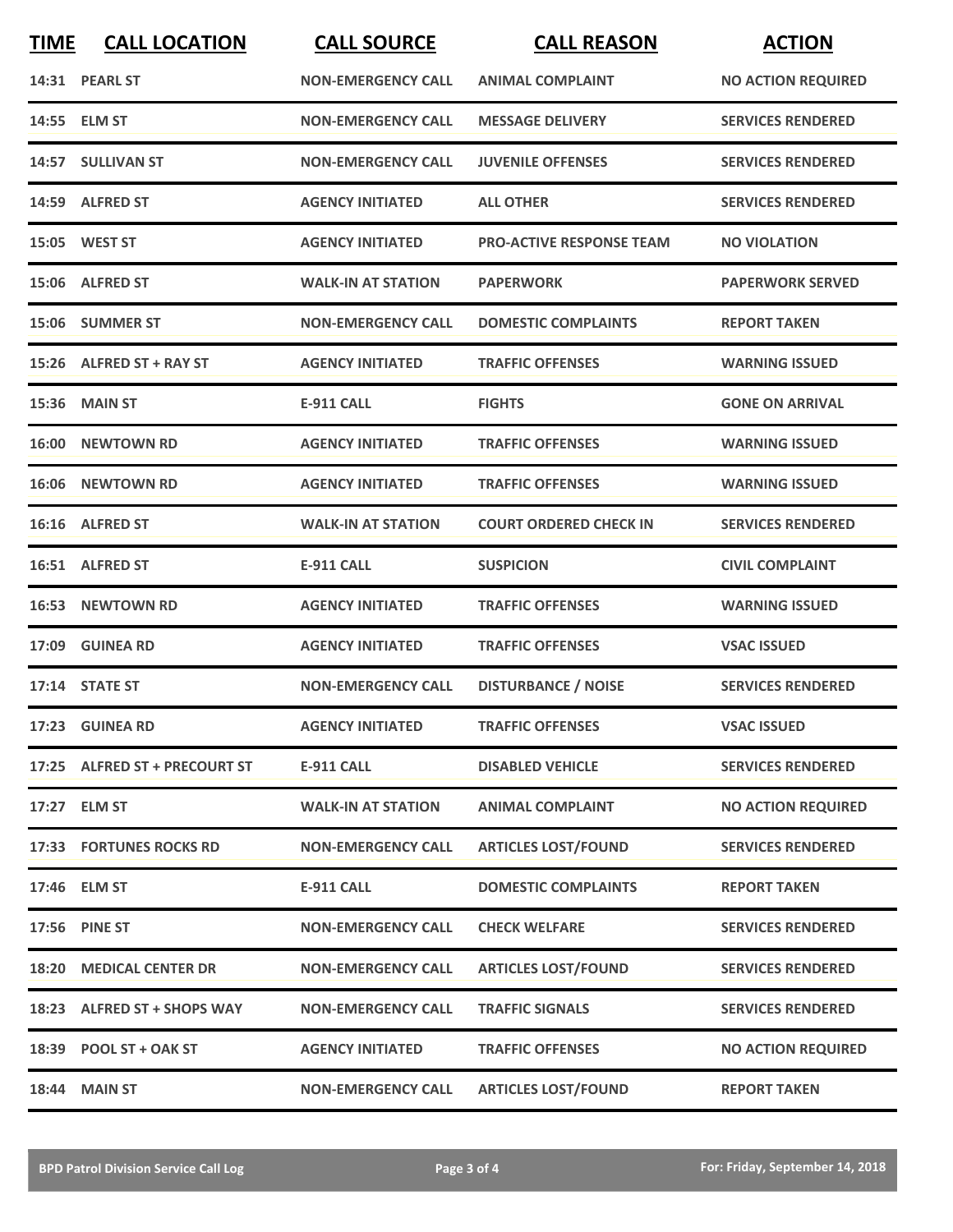| TIME | CALL LOCATION | CALL SOURCE | CALL REASON | ACTION |
|---|---|---|---|---|
| 14:31 | PEARL ST | NON-EMERGENCY CALL | ANIMAL COMPLAINT | NO ACTION REQUIRED |
| 14:55 | ELM ST | NON-EMERGENCY CALL | MESSAGE DELIVERY | SERVICES RENDERED |
| 14:57 | SULLIVAN ST | NON-EMERGENCY CALL | JUVENILE OFFENSES | SERVICES RENDERED |
| 14:59 | ALFRED ST | AGENCY INITIATED | ALL OTHER | SERVICES RENDERED |
| 15:05 | WEST ST | AGENCY INITIATED | PRO-ACTIVE RESPONSE TEAM | NO VIOLATION |
| 15:06 | ALFRED ST | WALK-IN AT STATION | PAPERWORK | PAPERWORK SERVED |
| 15:06 | SUMMER ST | NON-EMERGENCY CALL | DOMESTIC COMPLAINTS | REPORT TAKEN |
| 15:26 | ALFRED ST + RAY ST | AGENCY INITIATED | TRAFFIC OFFENSES | WARNING ISSUED |
| 15:36 | MAIN ST | E-911 CALL | FIGHTS | GONE ON ARRIVAL |
| 16:00 | NEWTOWN RD | AGENCY INITIATED | TRAFFIC OFFENSES | WARNING ISSUED |
| 16:06 | NEWTOWN RD | AGENCY INITIATED | TRAFFIC OFFENSES | WARNING ISSUED |
| 16:16 | ALFRED ST | WALK-IN AT STATION | COURT ORDERED CHECK IN | SERVICES RENDERED |
| 16:51 | ALFRED ST | E-911 CALL | SUSPICION | CIVIL COMPLAINT |
| 16:53 | NEWTOWN RD | AGENCY INITIATED | TRAFFIC OFFENSES | WARNING ISSUED |
| 17:09 | GUINEA RD | AGENCY INITIATED | TRAFFIC OFFENSES | VSAC ISSUED |
| 17:14 | STATE ST | NON-EMERGENCY CALL | DISTURBANCE / NOISE | SERVICES RENDERED |
| 17:23 | GUINEA RD | AGENCY INITIATED | TRAFFIC OFFENSES | VSAC ISSUED |
| 17:25 | ALFRED ST + PRECOURT ST | E-911 CALL | DISABLED VEHICLE | SERVICES RENDERED |
| 17:27 | ELM ST | WALK-IN AT STATION | ANIMAL COMPLAINT | NO ACTION REQUIRED |
| 17:33 | FORTUNES ROCKS RD | NON-EMERGENCY CALL | ARTICLES LOST/FOUND | SERVICES RENDERED |
| 17:46 | ELM ST | E-911 CALL | DOMESTIC COMPLAINTS | REPORT TAKEN |
| 17:56 | PINE ST | NON-EMERGENCY CALL | CHECK WELFARE | SERVICES RENDERED |
| 18:20 | MEDICAL CENTER DR | NON-EMERGENCY CALL | ARTICLES LOST/FOUND | SERVICES RENDERED |
| 18:23 | ALFRED ST + SHOPS WAY | NON-EMERGENCY CALL | TRAFFIC SIGNALS | SERVICES RENDERED |
| 18:39 | POOL ST + OAK ST | AGENCY INITIATED | TRAFFIC OFFENSES | NO ACTION REQUIRED |
| 18:44 | MAIN ST | NON-EMERGENCY CALL | ARTICLES LOST/FOUND | REPORT TAKEN |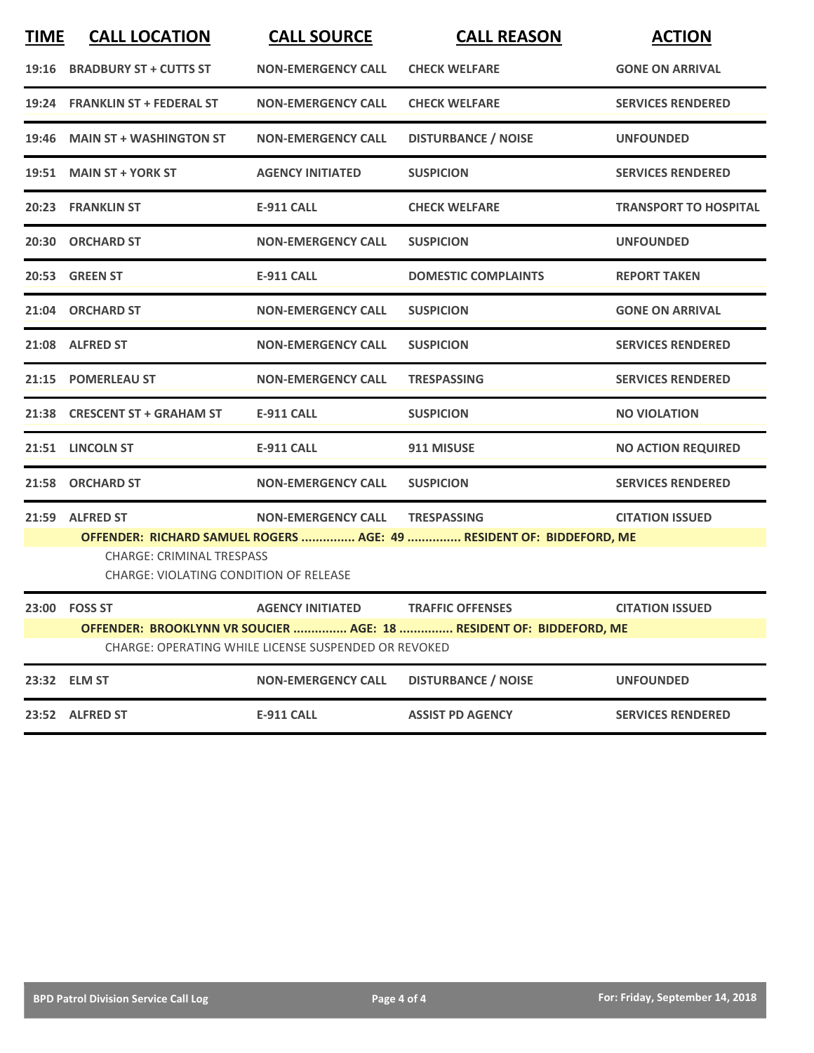| TIME | CALL LOCATION | CALL SOURCE | CALL REASON | ACTION |
|---|---|---|---|---|
| 19:16 | BRADBURY ST + CUTTS ST | NON-EMERGENCY CALL | CHECK WELFARE | GONE ON ARRIVAL |
| 19:24 | FRANKLIN ST + FEDERAL ST | NON-EMERGENCY CALL | CHECK WELFARE | SERVICES RENDERED |
| 19:46 | MAIN ST + WASHINGTON ST | NON-EMERGENCY CALL | DISTURBANCE / NOISE | UNFOUNDED |
| 19:51 | MAIN ST + YORK ST | AGENCY INITIATED | SUSPICION | SERVICES RENDERED |
| 20:23 | FRANKLIN ST | E-911 CALL | CHECK WELFARE | TRANSPORT TO HOSPITAL |
| 20:30 | ORCHARD ST | NON-EMERGENCY CALL | SUSPICION | UNFOUNDED |
| 20:53 | GREEN ST | E-911 CALL | DOMESTIC COMPLAINTS | REPORT TAKEN |
| 21:04 | ORCHARD ST | NON-EMERGENCY CALL | SUSPICION | GONE ON ARRIVAL |
| 21:08 | ALFRED ST | NON-EMERGENCY CALL | SUSPICION | SERVICES RENDERED |
| 21:15 | POMERLEAU ST | NON-EMERGENCY CALL | TRESPASSING | SERVICES RENDERED |
| 21:38 | CRESCENT ST + GRAHAM ST | E-911 CALL | SUSPICION | NO VIOLATION |
| 21:51 | LINCOLN ST | E-911 CALL | 911 MISUSE | NO ACTION REQUIRED |
| 21:58 | ORCHARD ST | NON-EMERGENCY CALL | SUSPICION | SERVICES RENDERED |
| 21:59 | ALFRED ST | NON-EMERGENCY CALL | TRESPASSING | CITATION ISSUED |

**OFFENDER: RICHARD SAMUEL ROGERS ............... AGE: 49 ............... RESIDENT OF: BIDDEFORD, ME**

CHARGE: CRIMINAL TRESPASS
CHARGE: VIOLATING CONDITION OF RELEASE

| TIME | CALL LOCATION | CALL SOURCE | CALL REASON | ACTION |
|---|---|---|---|---|
| 23:00 | FOSS ST | AGENCY INITIATED | TRAFFIC OFFENSES | CITATION ISSUED |

**OFFENDER: BROOKLYNN VR SOUCIER ............... AGE: 18 ............... RESIDENT OF: BIDDEFORD, ME**

CHARGE: OPERATING WHILE LICENSE SUSPENDED OR REVOKED

| TIME | CALL LOCATION | CALL SOURCE | CALL REASON | ACTION |
|---|---|---|---|---|
| 23:32 | ELM ST | NON-EMERGENCY CALL | DISTURBANCE / NOISE | UNFOUNDED |
| 23:52 | ALFRED ST | E-911 CALL | ASSIST PD AGENCY | SERVICES RENDERED |